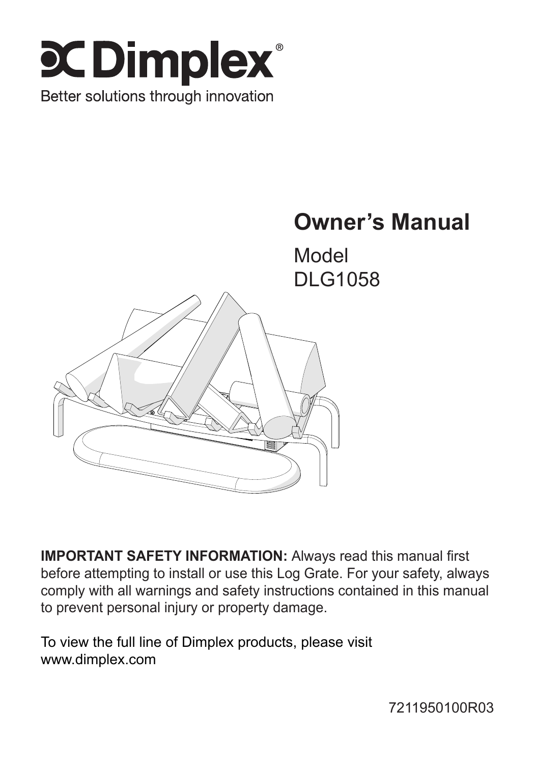# Dimplex®

Better solutions through innovation

## Owner's Manual

Model
DLG1058

**IMPORTANT SAFETY INFORMATION:** Always read this manual first before attempting to install or use this Log Grate. For your safety, always comply with all warnings and safety instructions contained in this manual to prevent personal injury or property damage.

To view the full line of Dimplex products, please visit www.dimplex.com

7211950100R03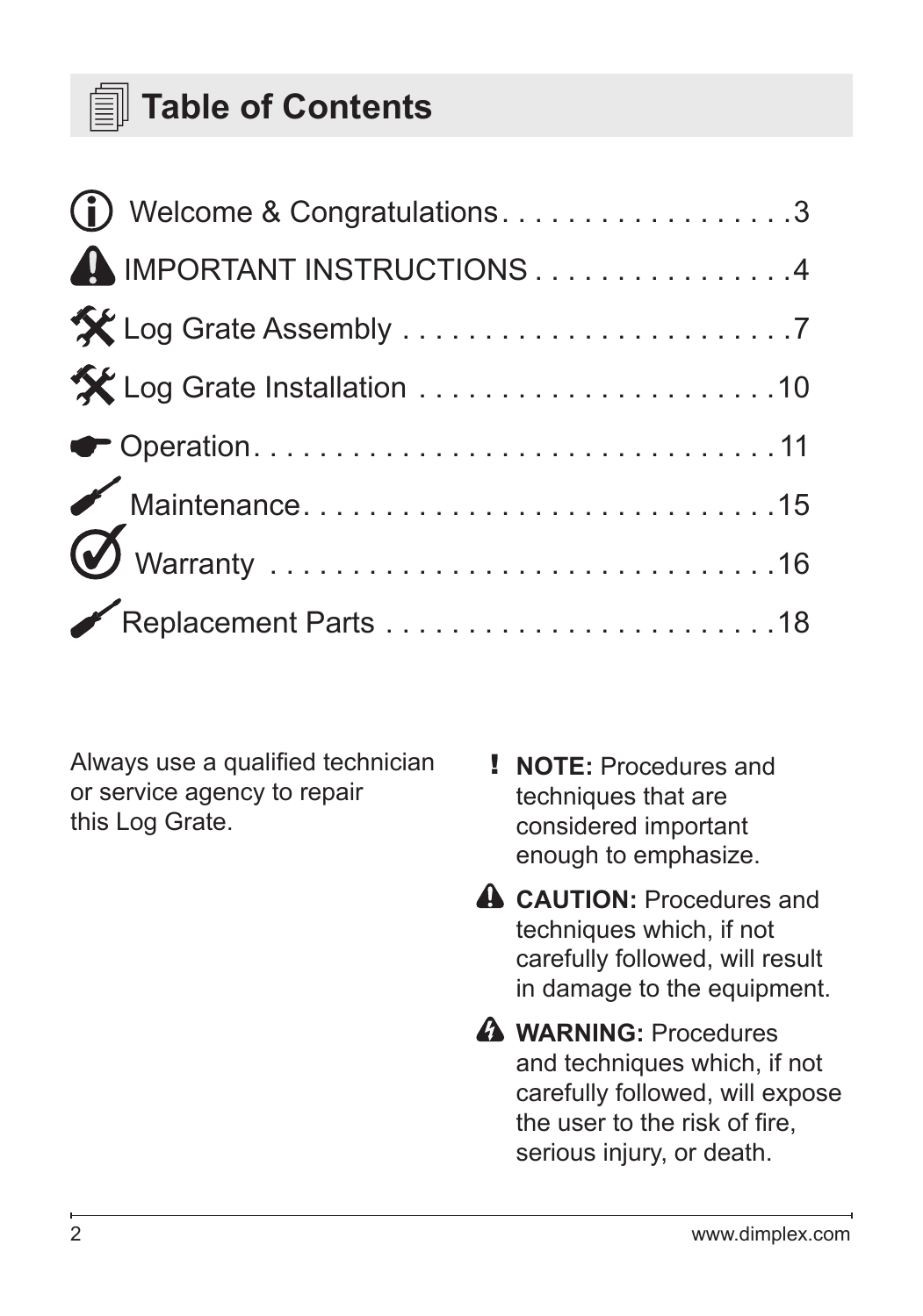# Table of Contents

| Section | Page |
| --- | --- |
| Welcome & Congratulations | 3 |
| IMPORTANT INSTRUCTIONS | 4 |
| Log Grate Assembly | 7 |
| Log Grate Installation | 10 |
| Operation | 11 |
| Maintenance | 15 |
| Warranty | 16 |
| Replacement Parts | 18 |

Always use a qualified technician or service agency to repair this Log Grate.

**NOTE:** Procedures and techniques that are considered important enough to emphasize.

**CAUTION:** Procedures and techniques which, if not carefully followed, will result in damage to the equipment.

**WARNING:** Procedures and techniques which, if not carefully followed, will expose the user to the risk of fire, serious injury, or death.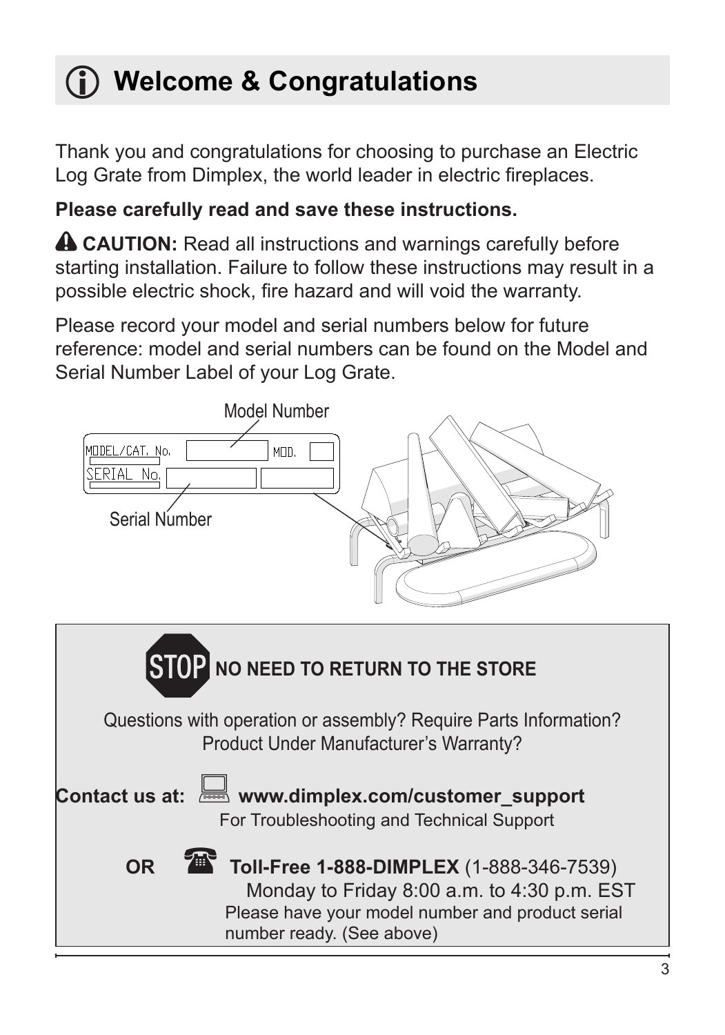# Welcome & Congratulations

Thank you and congratulations for choosing to purchase an Electric Log Grate from Dimplex, the world leader in electric fireplaces.

**Please carefully read and save these instructions.**

**CAUTION:** Read all instructions and warnings carefully before starting installation. Failure to follow these instructions may result in a possible electric shock, fire hazard and will void the warranty.

Please record your model and serial numbers below for future reference: model and serial numbers can be found on the Model and Serial Number Label of your Log Grate.

Model Number

MODEL/CAT. No. MOD.

SERIAL No.

Serial Number

**STOP NO NEED TO RETURN TO THE STORE**

Questions with operation or assembly? Require Parts Information? Product Under Manufacturer's Warranty?

**Contact us at:** **www.dimplex.com/customer_support**
For Troubleshooting and Technical Support

**OR** **Toll-Free 1-888-DIMPLEX** (1-888-346-7539)
Monday to Friday 8:00 a.m. to 4:30 p.m. EST
Please have your model number and product serial number ready. (See above)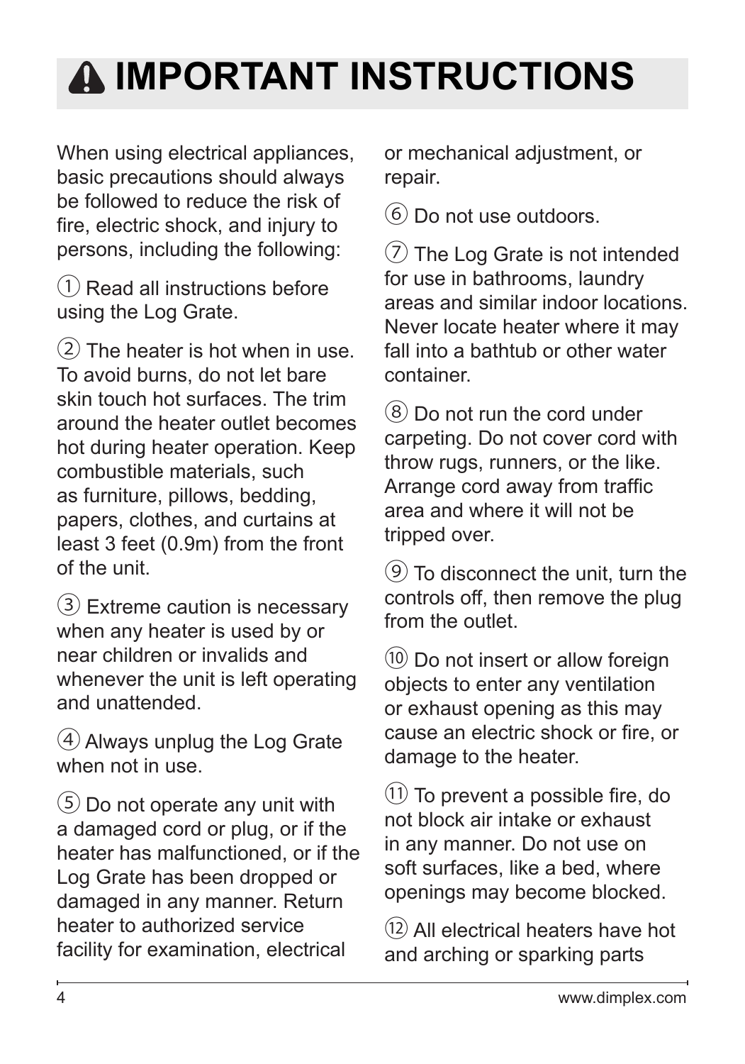# ⚠ IMPORTANT INSTRUCTIONS

When using electrical appliances, basic precautions should always be followed to reduce the risk of fire, electric shock, and injury to persons, including the following:

① Read all instructions before using the Log Grate.

② The heater is hot when in use. To avoid burns, do not let bare skin touch hot surfaces. The trim around the heater outlet becomes hot during heater operation. Keep combustible materials, such as furniture, pillows, bedding, papers, clothes, and curtains at least 3 feet (0.9m) from the front of the unit.

③ Extreme caution is necessary when any heater is used by or near children or invalids and whenever the unit is left operating and unattended.

④ Always unplug the Log Grate when not in use.

⑤ Do not operate any unit with a damaged cord or plug, or if the heater has malfunctioned, or if the Log Grate has been dropped or damaged in any manner. Return heater to authorized service facility for examination, electrical or mechanical adjustment, or repair.

⑥ Do not use outdoors.

⑦ The Log Grate is not intended for use in bathrooms, laundry areas and similar indoor locations. Never locate heater where it may fall into a bathtub or other water container.

⑧ Do not run the cord under carpeting. Do not cover cord with throw rugs, runners, or the like. Arrange cord away from traffic area and where it will not be tripped over.

⑨ To disconnect the unit, turn the controls off, then remove the plug from the outlet.

⑩ Do not insert or allow foreign objects to enter any ventilation or exhaust opening as this may cause an electric shock or fire, or damage to the heater.

⑪ To prevent a possible fire, do not block air intake or exhaust in any manner. Do not use on soft surfaces, like a bed, where openings may become blocked.

⑫ All electrical heaters have hot and arching or sparking parts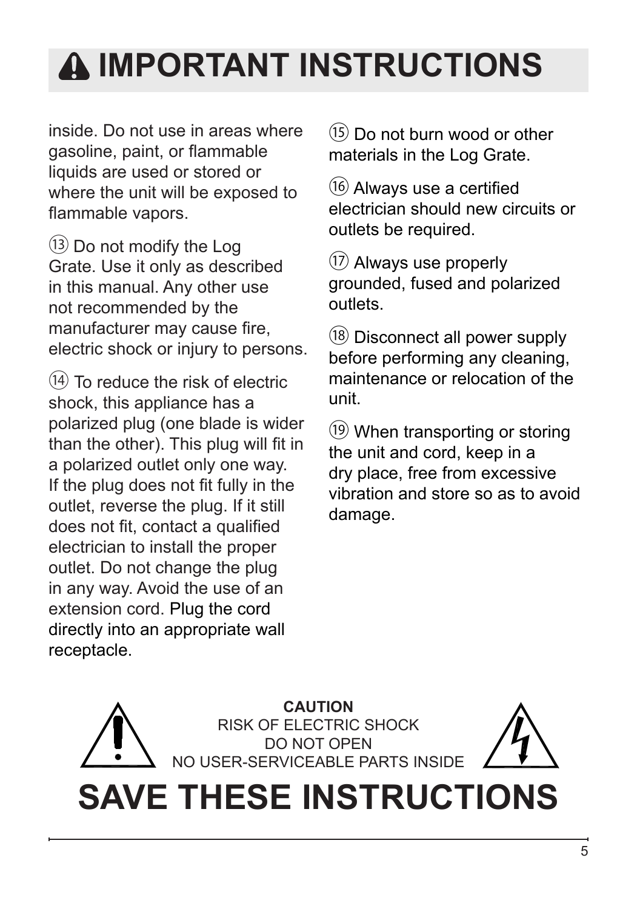# ⚠ IMPORTANT INSTRUCTIONS

inside. Do not use in areas where gasoline, paint, or flammable liquids are used or stored or where the unit will be exposed to flammable vapors.

⑬ Do not modify the Log Grate. Use it only as described in this manual. Any other use not recommended by the manufacturer may cause fire, electric shock or injury to persons.

⑭ To reduce the risk of electric shock, this appliance has a polarized plug (one blade is wider than the other). This plug will fit in a polarized outlet only one way. If the plug does not fit fully in the outlet, reverse the plug. If it still does not fit, contact a qualified electrician to install the proper outlet. Do not change the plug in any way. Avoid the use of an extension cord. Plug the cord directly into an appropriate wall receptacle.

⑮ Do not burn wood or other materials in the Log Grate.

⑯ Always use a certified electrician should new circuits or outlets be required.

⑰ Always use properly grounded, fused and polarized outlets.

⑱ Disconnect all power supply before performing any cleaning, maintenance or relocation of the unit.

⑲ When transporting or storing the unit and cord, keep in a dry place, free from excessive vibration and store so as to avoid damage.

**CAUTION**
RISK OF ELECTRIC SHOCK
DO NOT OPEN
NO USER-SERVICEABLE PARTS INSIDE

# SAVE THESE INSTRUCTIONS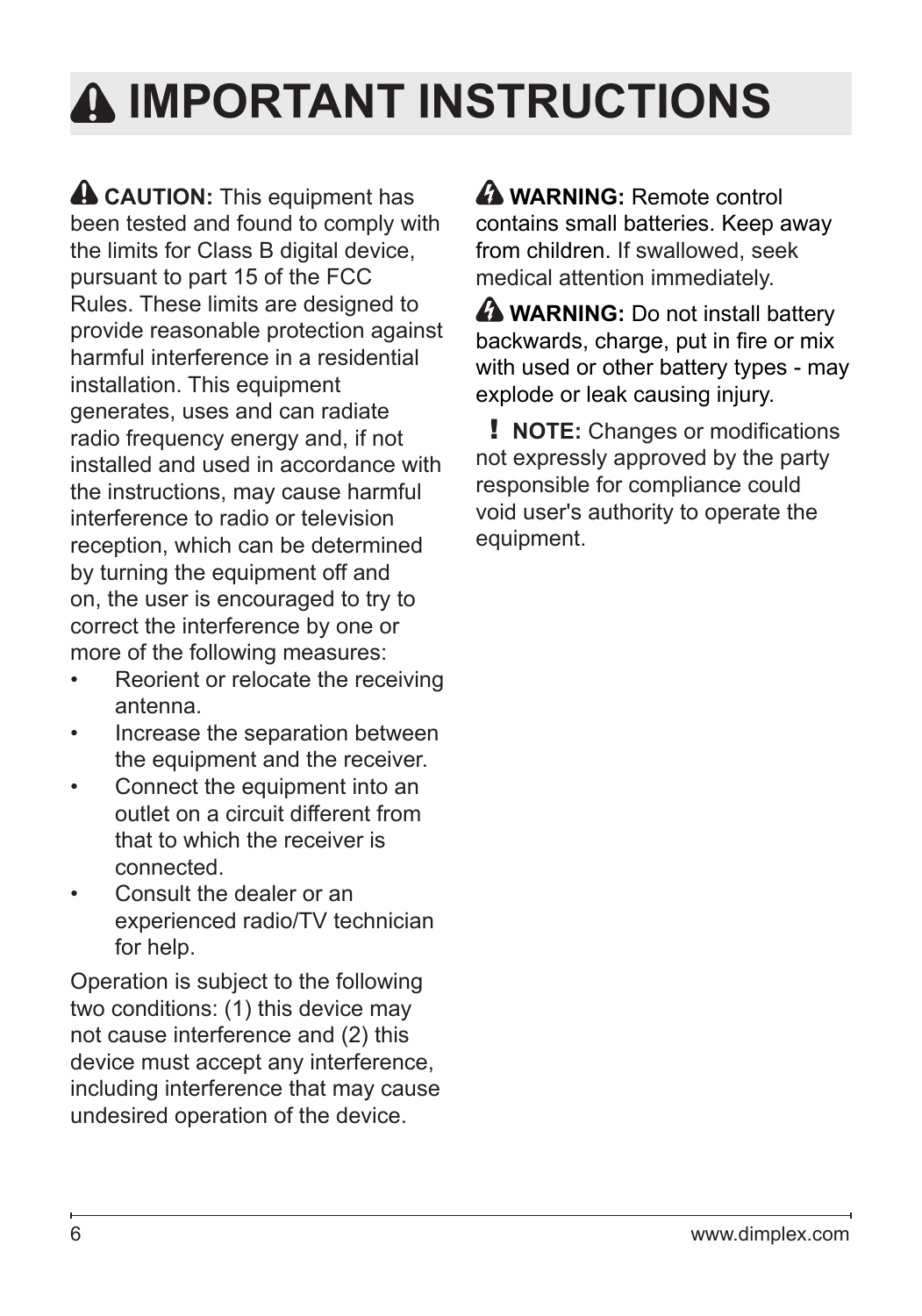# IMPORTANT INSTRUCTIONS

**CAUTION:** This equipment has been tested and found to comply with the limits for Class B digital device, pursuant to part 15 of the FCC Rules. These limits are designed to provide reasonable protection against harmful interference in a residential installation. This equipment generates, uses and can radiate radio frequency energy and, if not installed and used in accordance with the instructions, may cause harmful interference to radio or television reception, which can be determined by turning the equipment off and on, the user is encouraged to try to correct the interference by one or more of the following measures:

- Reorient or relocate the receiving antenna.
- Increase the separation between the equipment and the receiver.
- Connect the equipment into an outlet on a circuit different from that to which the receiver is connected.
- Consult the dealer or an experienced radio/TV technician for help.

Operation is subject to the following two conditions: (1) this device may not cause interference and (2) this device must accept any interference, including interference that may cause undesired operation of the device.

**WARNING:** Remote control contains small batteries. Keep away from children. If swallowed, seek medical attention immediately.

**WARNING:** Do not install battery backwards, charge, put in fire or mix with used or other battery types - may explode or leak causing injury.

**NOTE:** Changes or modifications not expressly approved by the party responsible for compliance could void user's authority to operate the equipment.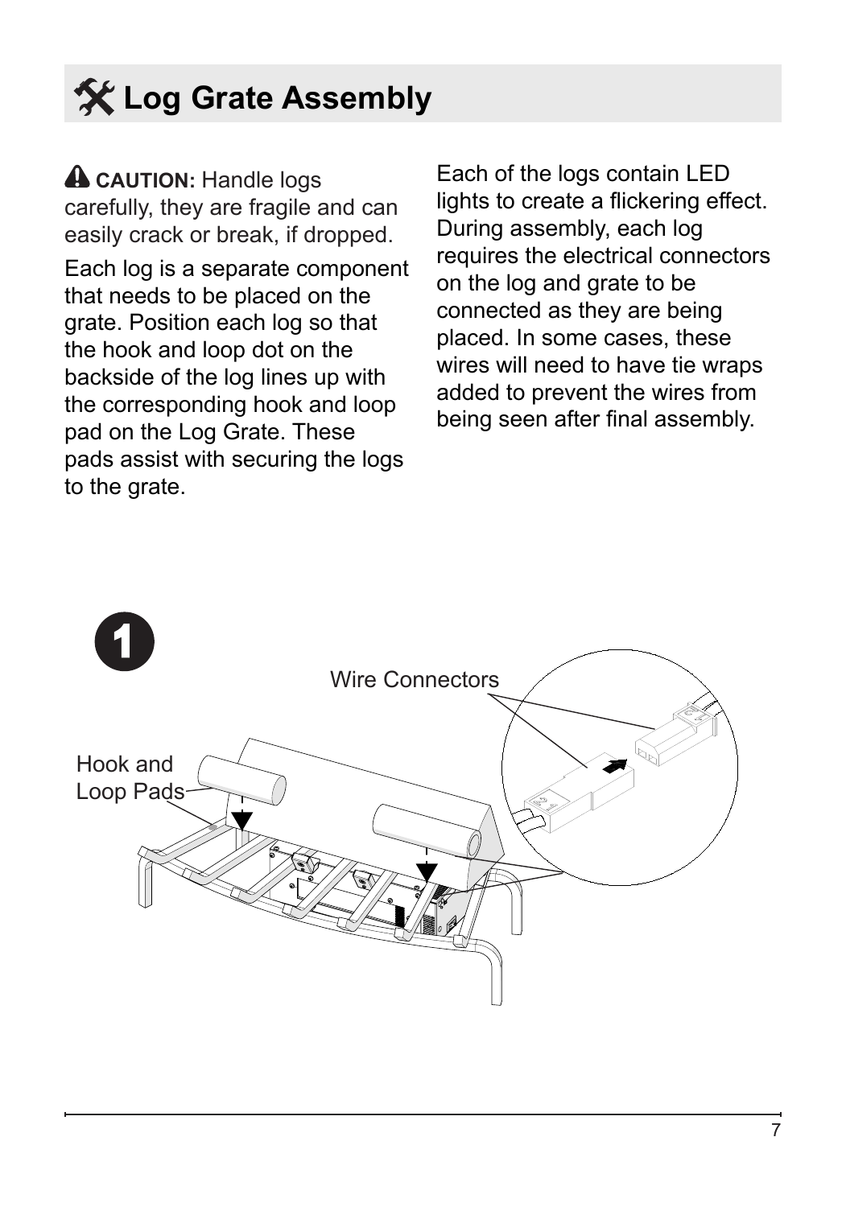# Log Grate Assembly

**CAUTION:** Handle logs carefully, they are fragile and can easily crack or break, if dropped.

Each log is a separate component that needs to be placed on the grate. Position each log so that the hook and loop dot on the backside of the log lines up with the corresponding hook and loop pad on the Log Grate. These pads assist with securing the logs to the grate.

Each of the logs contain LED lights to create a flickering effect. During assembly, each log requires the electrical connectors on the log and grate to be connected as they are being placed. In some cases, these wires will need to have tie wraps added to prevent the wires from being seen after final assembly.

1

Wire Connectors

Hook and Loop Pads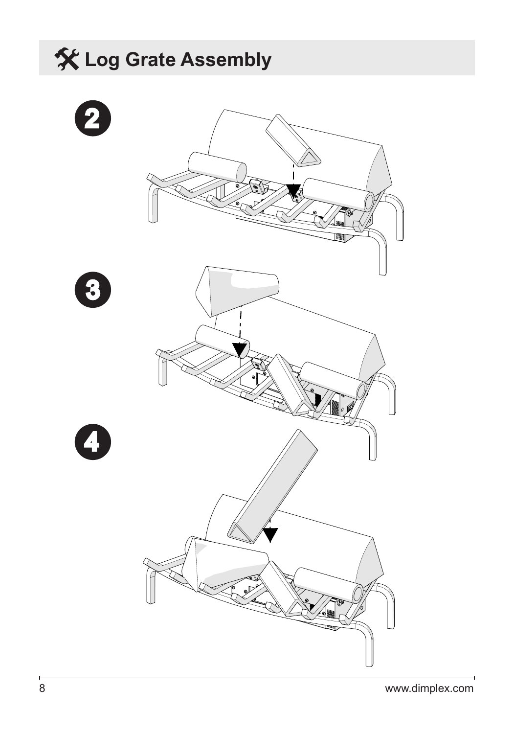# Log Grate Assembly

2

3

4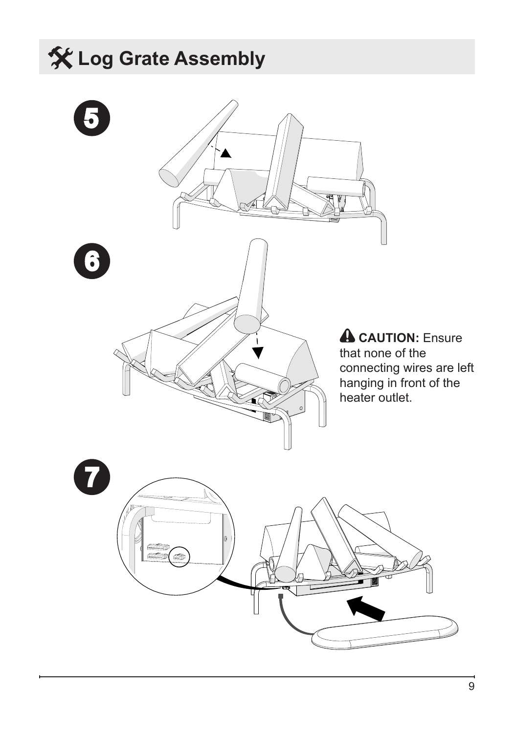# Log Grate Assembly

5

6

**CAUTION:** Ensure that none of the connecting wires are left hanging in front of the heater outlet.

7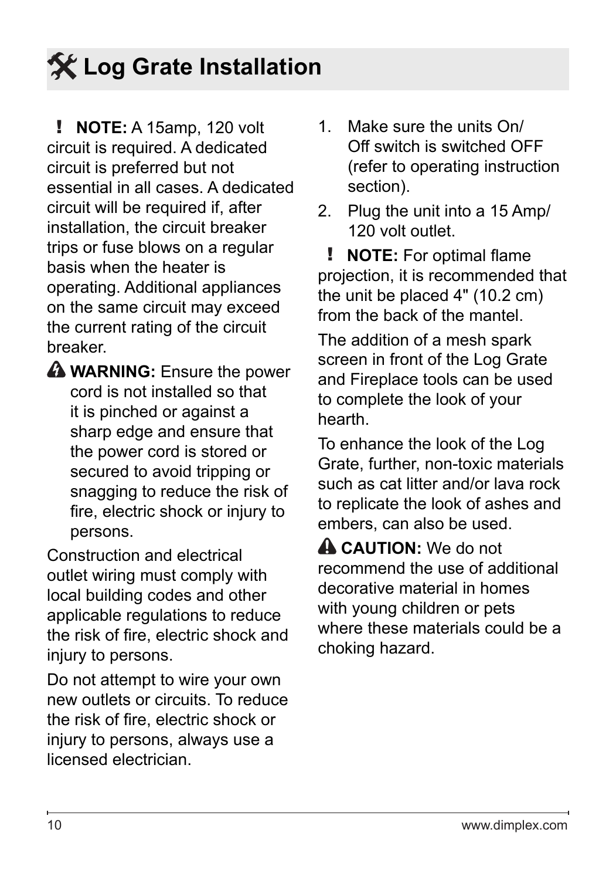# Log Grate Installation

! **NOTE:** A 15amp, 120 volt circuit is required. A dedicated circuit is preferred but not essential in all cases. A dedicated circuit will be required if, after installation, the circuit breaker trips or fuse blows on a regular basis when the heater is operating. Additional appliances on the same circuit may exceed the current rating of the circuit breaker.

**WARNING:** Ensure the power cord is not installed so that it is pinched or against a sharp edge and ensure that the power cord is stored or secured to avoid tripping or snagging to reduce the risk of fire, electric shock or injury to persons.

Construction and electrical outlet wiring must comply with local building codes and other applicable regulations to reduce the risk of fire, electric shock and injury to persons.

Do not attempt to wire your own new outlets or circuits. To reduce the risk of fire, electric shock or injury to persons, always use a licensed electrician.

1. Make sure the units On/Off switch is switched OFF (refer to operating instruction section).
2. Plug the unit into a 15 Amp/120 volt outlet.

! **NOTE:** For optimal flame projection, it is recommended that the unit be placed 4" (10.2 cm) from the back of the mantel.

The addition of a mesh spark screen in front of the Log Grate and Fireplace tools can be used to complete the look of your hearth.

To enhance the look of the Log Grate, further, non-toxic materials such as cat litter and/or lava rock to replicate the look of ashes and embers, can also be used.

**CAUTION:** We do not recommend the use of additional decorative material in homes with young children or pets where these materials could be a choking hazard.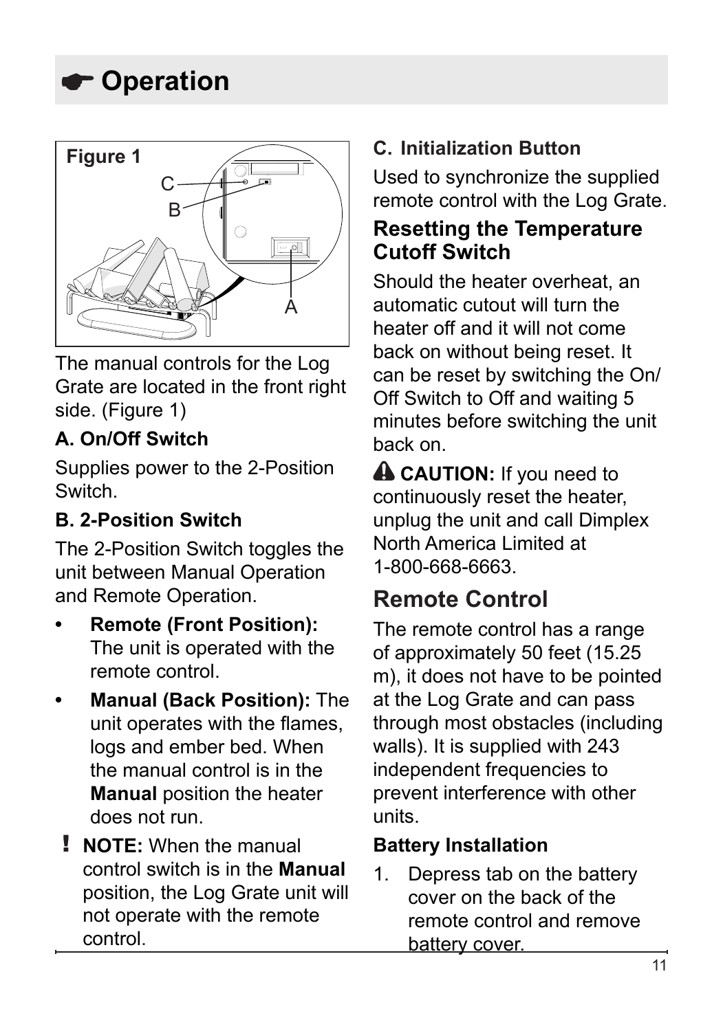# ☛ Operation

Figure 1

The manual controls for the Log Grate are located in the front right side. (Figure 1)

**A. On/Off Switch**

Supplies power to the 2-Position Switch.

**B. 2-Position Switch**

The 2-Position Switch toggles the unit between Manual Operation and Remote Operation.

- **Remote (Front Position):** The unit is operated with the remote control.
- **Manual (Back Position):** The unit operates with the flames, logs and ember bed. When the manual control is in the **Manual** position the heater does not run.

**!** **NOTE:** When the manual control switch is in the **Manual** position, the Log Grate unit will not operate with the remote control.

**C. Initialization Button**

Used to synchronize the supplied remote control with the Log Grate.

### Resetting the Temperature Cutoff Switch

Should the heater overheat, an automatic cutout will turn the heater off and it will not come back on without being reset. It can be reset by switching the On/Off Switch to Off and waiting 5 minutes before switching the unit back on.

**⚠ CAUTION:** If you need to continuously reset the heater, unplug the unit and call Dimplex North America Limited at 1-800-668-6663.

## Remote Control

The remote control has a range of approximately 50 feet (15.25 m), it does not have to be pointed at the Log Grate and can pass through most obstacles (including walls). It is supplied with 243 independent frequencies to prevent interference with other units.

**Battery Installation**

1. Depress tab on the battery cover on the back of the remote control and remove battery cover.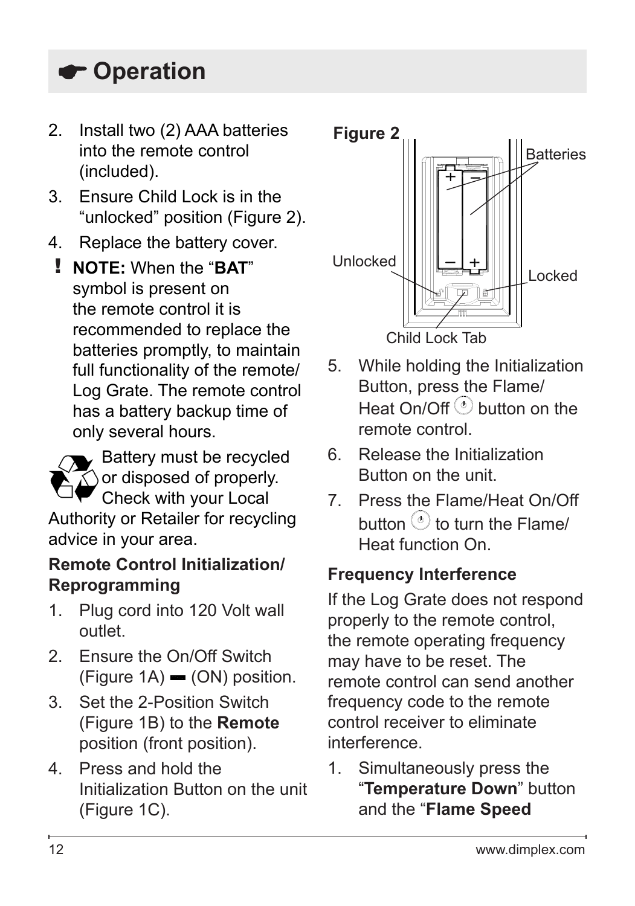# Operation

2. Install two (2) AAA batteries into the remote control (included).
3. Ensure Child Lock is in the "unlocked" position (Figure 2).
4. Replace the battery cover.

**!** **NOTE:** When the "**BAT**" symbol is present on the remote control it is recommended to replace the batteries promptly, to maintain full functionality of the remote/ Log Grate. The remote control has a battery backup time of only several hours.

Battery must be recycled or disposed of properly. Check with your Local Authority or Retailer for recycling advice in your area.

**Remote Control Initialization/ Reprogramming**

1. Plug cord into 120 Volt wall outlet.
2. Ensure the On/Off Switch (Figure 1A) ▬ (ON) position.
3. Set the 2-Position Switch (Figure 1B) to the **Remote** position (front position).
4. Press and hold the Initialization Button on the unit (Figure 1C).

**Figure 2**

Batteries

Unlocked

Locked

Child Lock Tab

5. While holding the Initialization Button, press the Flame/ Heat On/Off button on the remote control.
6. Release the Initialization Button on the unit.
7. Press the Flame/Heat On/Off button to turn the Flame/ Heat function On.

**Frequency Interference**

If the Log Grate does not respond properly to the remote control, the remote operating frequency may have to be reset. The remote control can send another frequency code to the remote control receiver to eliminate interference.

1. Simultaneously press the "**Temperature Down**" button and the "**Flame Speed**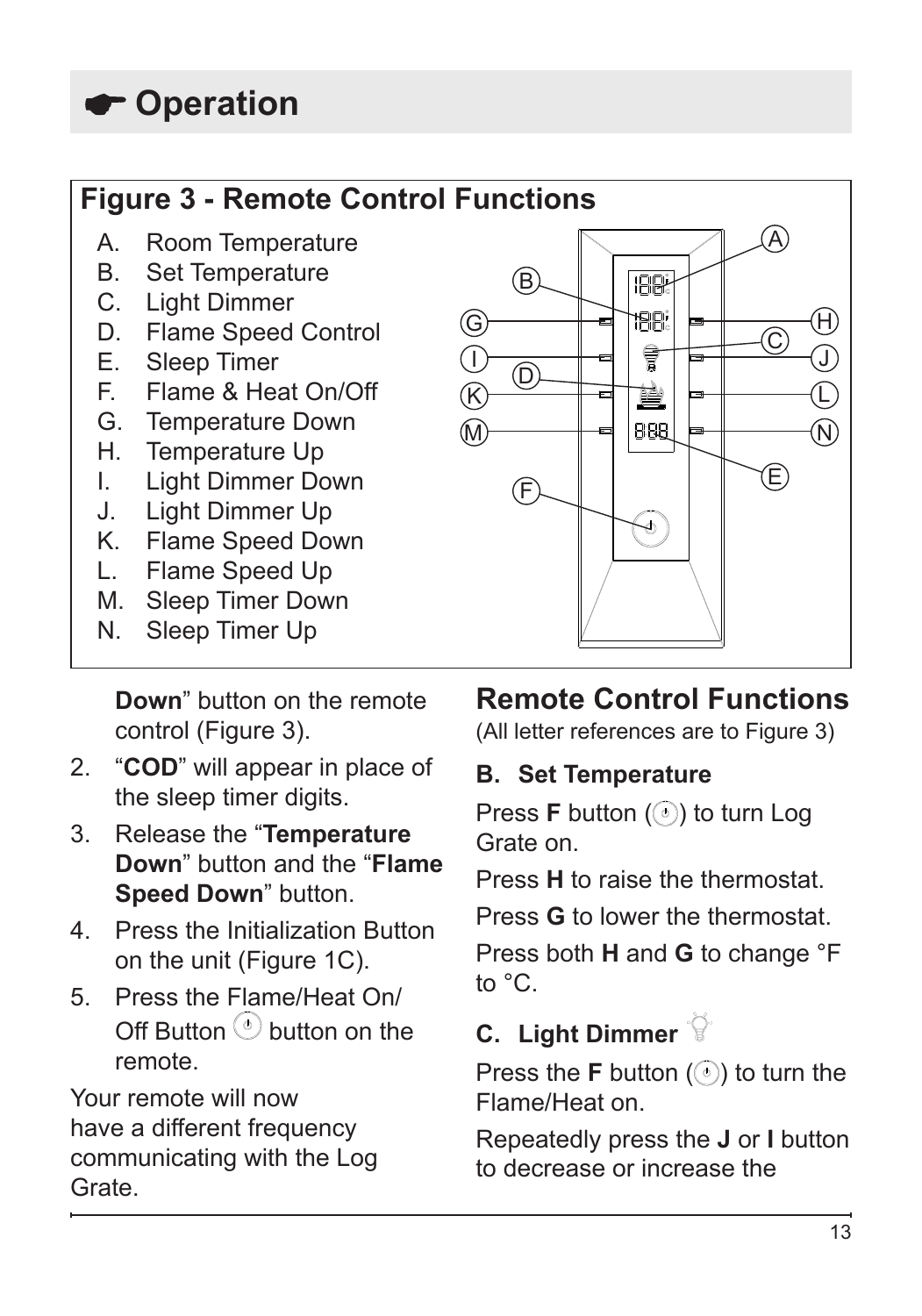# ☛ Operation

## Figure 3 - Remote Control Functions

A. Room Temperature
B. Set Temperature
C. Light Dimmer
D. Flame Speed Control
E. Sleep Timer
F. Flame & Heat On/Off
G. Temperature Down
H. Temperature Up
I. Light Dimmer Down
J. Light Dimmer Up
K. Flame Speed Down
L. Flame Speed Up
M. Sleep Timer Down
N. Sleep Timer Up

**Down**" button on the remote control (Figure 3).

2. "**COD**" will appear in place of the sleep timer digits.
3. Release the "**Temperature Down**" button and the "**Flame Speed Down**" button.
4. Press the Initialization Button on the unit (Figure 1C).
5. Press the Flame/Heat On/Off Button button on the remote.

Your remote will now have a different frequency communicating with the Log Grate.

## Remote Control Functions

(All letter references are to Figure 3)

### B. Set Temperature

Press **F** button () to turn Log Grate on.

Press **H** to raise the thermostat.

Press **G** to lower the thermostat.

Press both **H** and **G** to change °F to °C.

### C. Light Dimmer

Press the **F** button () to turn the Flame/Heat on.

Repeatedly press the **J** or **I** button to decrease or increase the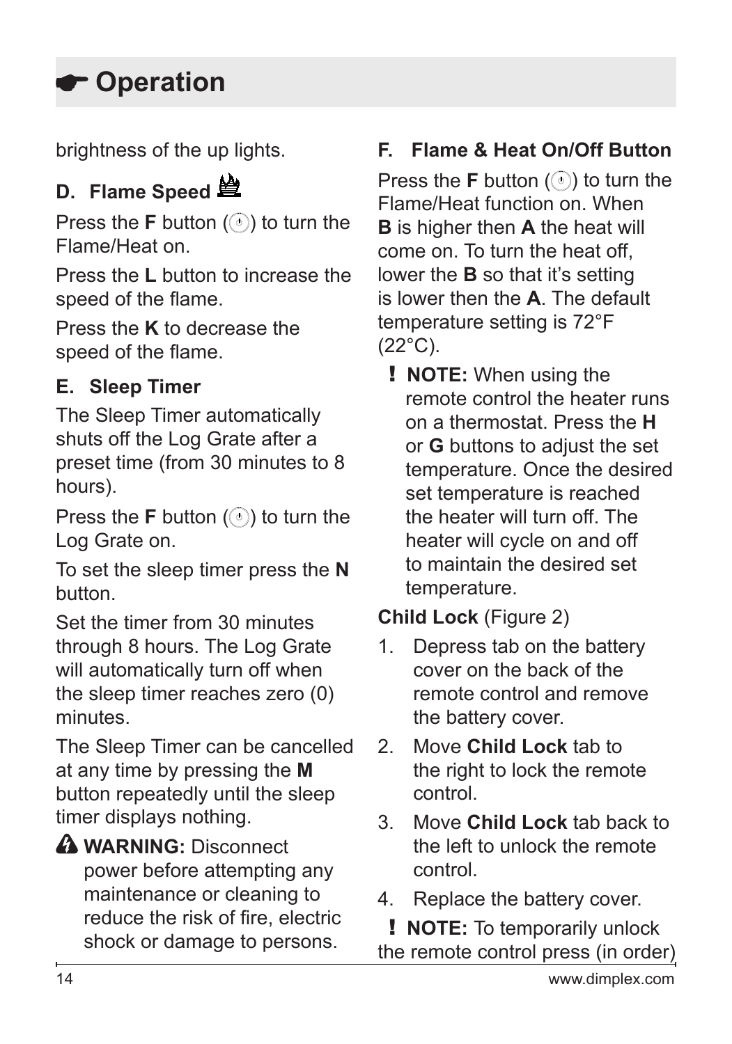# ☛ Operation

brightness of the up lights.

### D. Flame Speed

Press the **F** button (⏻) to turn the Flame/Heat on.

Press the **L** button to increase the speed of the flame.

Press the **K** to decrease the speed of the flame.

### E. Sleep Timer

The Sleep Timer automatically shuts off the Log Grate after a preset time (from 30 minutes to 8 hours).

Press the **F** button (⏻) to turn the Log Grate on.

To set the sleep timer press the **N** button.

Set the timer from 30 minutes through 8 hours. The Log Grate will automatically turn off when the sleep timer reaches zero (0) minutes.

The Sleep Timer can be cancelled at any time by pressing the **M** button repeatedly until the sleep timer displays nothing.

⚠ **WARNING:** Disconnect power before attempting any maintenance or cleaning to reduce the risk of fire, electric shock or damage to persons.

### F. Flame & Heat On/Off Button

Press the **F** button (⏻) to turn the Flame/Heat function on. When **B** is higher then **A** the heat will come on. To turn the heat off, lower the **B** so that it's setting is lower then the **A**. The default temperature setting is 72°F (22°C).

**! NOTE:** When using the remote control the heater runs on a thermostat. Press the **H** or **G** buttons to adjust the set temperature. Once the desired set temperature is reached the heater will turn off. The heater will cycle on and off to maintain the desired set temperature.

**Child Lock** (Figure 2)

1. Depress tab on the battery cover on the back of the remote control and remove the battery cover.
2. Move **Child Lock** tab to the right to lock the remote control.
3. Move **Child Lock** tab back to the left to unlock the remote control.
4. Replace the battery cover.

**! NOTE:** To temporarily unlock the remote control press (in order)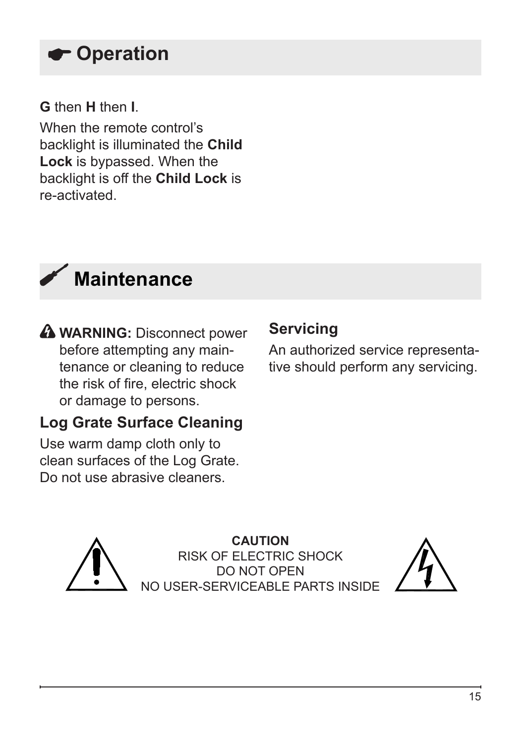## Operation

**G** then **H** then **I**.

When the remote control's backlight is illuminated the **Child Lock** is bypassed. When the backlight is off the **Child Lock** is re-activated.

## Maintenance

**WARNING:** Disconnect power before attempting any maintenance or cleaning to reduce the risk of fire, electric shock or damage to persons.

### Log Grate Surface Cleaning

Use warm damp cloth only to clean surfaces of the Log Grate. Do not use abrasive cleaners.

### Servicing

An authorized service representative should perform any servicing.

**CAUTION**
RISK OF ELECTRIC SHOCK
DO NOT OPEN
NO USER-SERVICEABLE PARTS INSIDE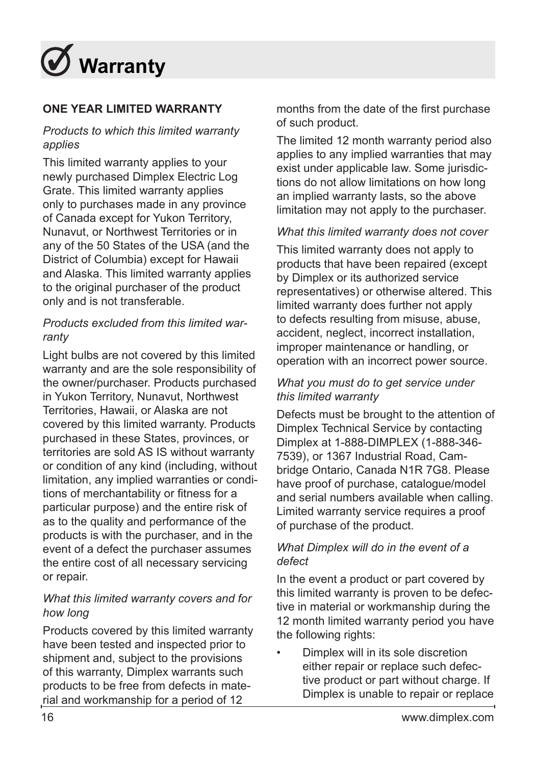# Warranty

**ONE YEAR LIMITED WARRANTY**

*Products to which this limited warranty applies*

This limited warranty applies to your newly purchased Dimplex Electric Log Grate. This limited warranty applies only to purchases made in any province of Canada except for Yukon Territory, Nunavut, or Northwest Territories or in any of the 50 States of the USA (and the District of Columbia) except for Hawaii and Alaska. This limited warranty applies to the original purchaser of the product only and is not transferable.

*Products excluded from this limited warranty*

Light bulbs are not covered by this limited warranty and are the sole responsibility of the owner/purchaser. Products purchased in Yukon Territory, Nunavut, Northwest Territories, Hawaii, or Alaska are not covered by this limited warranty. Products purchased in these States, provinces, or territories are sold AS IS without warranty or condition of any kind (including, without limitation, any implied warranties or conditions of merchantability or fitness for a particular purpose) and the entire risk of as to the quality and performance of the products is with the purchaser, and in the event of a defect the purchaser assumes the entire cost of all necessary servicing or repair.

*What this limited warranty covers and for how long*

Products covered by this limited warranty have been tested and inspected prior to shipment and, subject to the provisions of this warranty, Dimplex warrants such products to be free from defects in material and workmanship for a period of 12 months from the date of the first purchase of such product.

The limited 12 month warranty period also applies to any implied warranties that may exist under applicable law. Some jurisdictions do not allow limitations on how long an implied warranty lasts, so the above limitation may not apply to the purchaser.

*What this limited warranty does not cover*

This limited warranty does not apply to products that have been repaired (except by Dimplex or its authorized service representatives) or otherwise altered. This limited warranty does further not apply to defects resulting from misuse, abuse, accident, neglect, incorrect installation, improper maintenance or handling, or operation with an incorrect power source.

*What you must do to get service under this limited warranty*

Defects must be brought to the attention of Dimplex Technical Service by contacting Dimplex at 1-888-DIMPLEX (1-888-346-7539), or 1367 Industrial Road, Cambridge Ontario, Canada N1R 7G8. Please have proof of purchase, catalogue/model and serial numbers available when calling. Limited warranty service requires a proof of purchase of the product.

*What Dimplex will do in the event of a defect*

In the event a product or part covered by this limited warranty is proven to be defective in material or workmanship during the 12 month limited warranty period you have the following rights:

- Dimplex will in its sole discretion either repair or replace such defective product or part without charge. If Dimplex is unable to repair or replace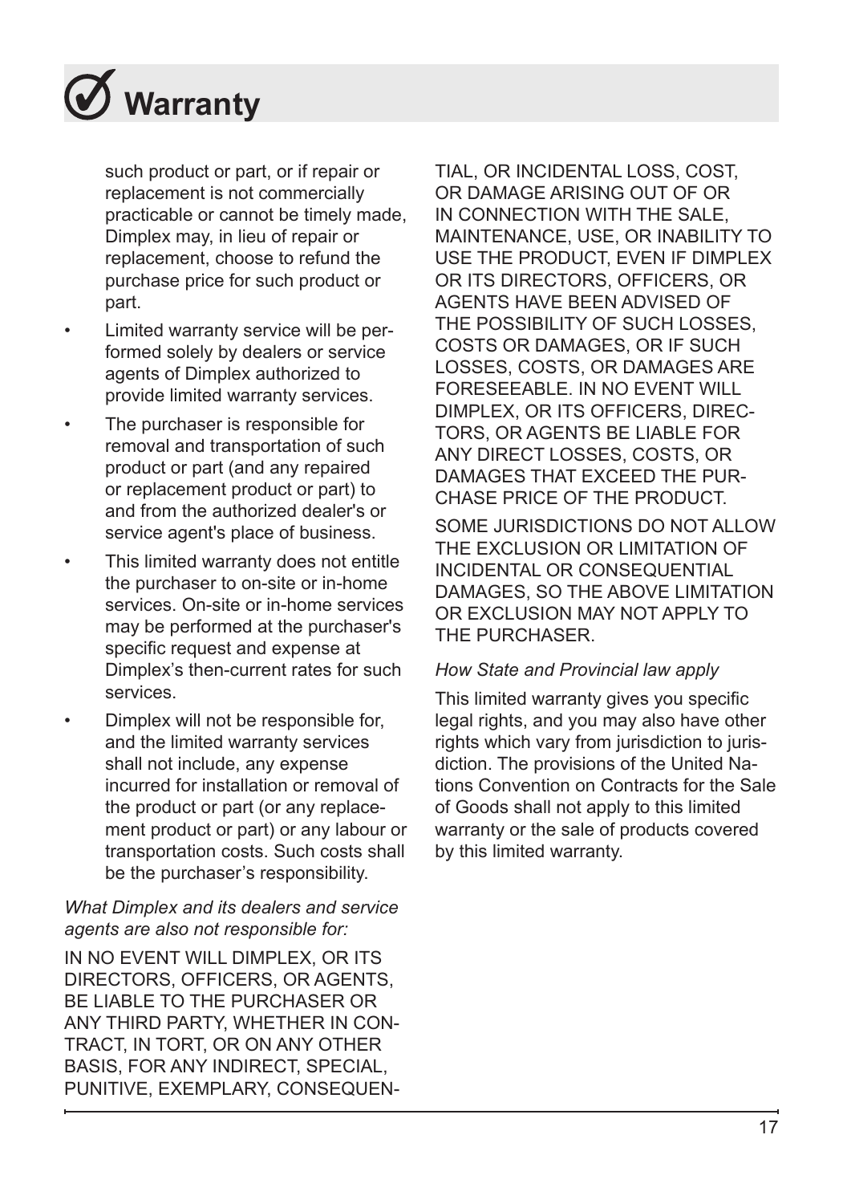# Warranty

such product or part, or if repair or replacement is not commercially practicable or cannot be timely made, Dimplex may, in lieu of repair or replacement, choose to refund the purchase price for such product or part.

- Limited warranty service will be performed solely by dealers or service agents of Dimplex authorized to provide limited warranty services.
- The purchaser is responsible for removal and transportation of such product or part (and any repaired or replacement product or part) to and from the authorized dealer's or service agent's place of business.
- This limited warranty does not entitle the purchaser to on-site or in-home services. On-site or in-home services may be performed at the purchaser's specific request and expense at Dimplex's then-current rates for such services.
- Dimplex will not be responsible for, and the limited warranty services shall not include, any expense incurred for installation or removal of the product or part (or any replacement product or part) or any labour or transportation costs. Such costs shall be the purchaser's responsibility.

*What Dimplex and its dealers and service agents are also not responsible for:*

IN NO EVENT WILL DIMPLEX, OR ITS DIRECTORS, OFFICERS, OR AGENTS, BE LIABLE TO THE PURCHASER OR ANY THIRD PARTY, WHETHER IN CONTRACT, IN TORT, OR ON ANY OTHER BASIS, FOR ANY INDIRECT, SPECIAL, PUNITIVE, EXEMPLARY, CONSEQUENTIAL, OR INCIDENTAL LOSS, COST, OR DAMAGE ARISING OUT OF OR IN CONNECTION WITH THE SALE, MAINTENANCE, USE, OR INABILITY TO USE THE PRODUCT, EVEN IF DIMPLEX OR ITS DIRECTORS, OFFICERS, OR AGENTS HAVE BEEN ADVISED OF THE POSSIBILITY OF SUCH LOSSES, COSTS OR DAMAGES, OR IF SUCH LOSSES, COSTS, OR DAMAGES ARE FORESEEABLE. IN NO EVENT WILL DIMPLEX, OR ITS OFFICERS, DIRECTORS, OR AGENTS BE LIABLE FOR ANY DIRECT LOSSES, COSTS, OR DAMAGES THAT EXCEED THE PURCHASE PRICE OF THE PRODUCT.

SOME JURISDICTIONS DO NOT ALLOW THE EXCLUSION OR LIMITATION OF INCIDENTAL OR CONSEQUENTIAL DAMAGES, SO THE ABOVE LIMITATION OR EXCLUSION MAY NOT APPLY TO THE PURCHASER.

*How State and Provincial law apply*

This limited warranty gives you specific legal rights, and you may also have other rights which vary from jurisdiction to jurisdiction. The provisions of the United Nations Convention on Contracts for the Sale of Goods shall not apply to this limited warranty or the sale of products covered by this limited warranty.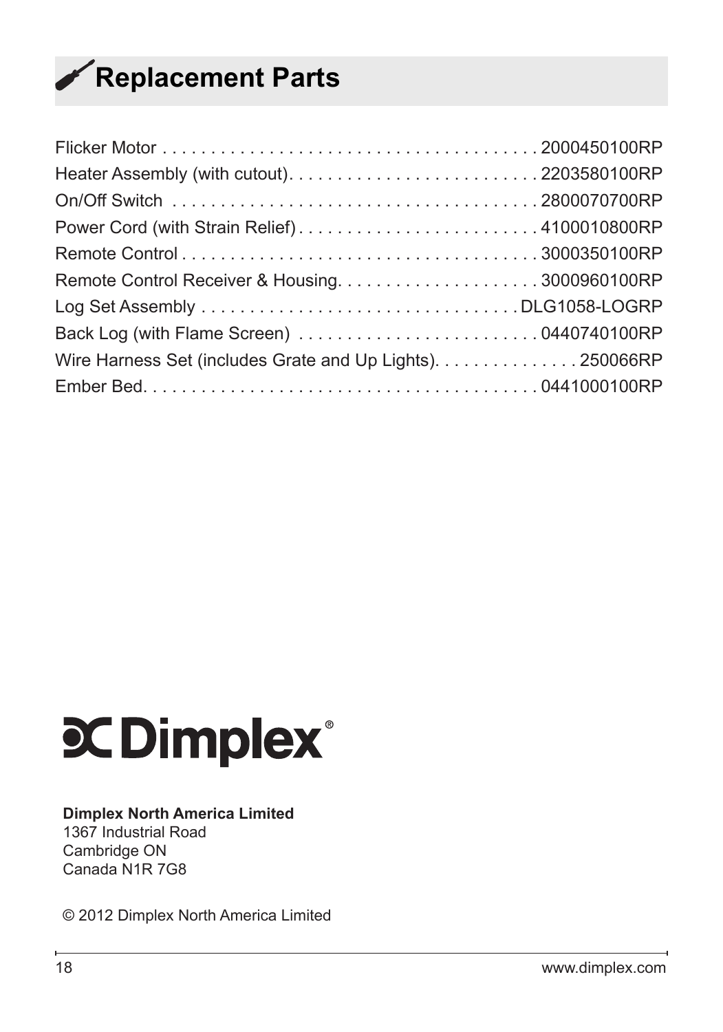# Replacement Parts

Flicker Motor . . . . . . . . . . . . . . . . . . . . . . . . . . . . . . . . . . . . . . . 2000450100RP
Heater Assembly (with cutout). . . . . . . . . . . . . . . . . . . . . . . . . . 2203580100RP
On/Off Switch . . . . . . . . . . . . . . . . . . . . . . . . . . . . . . . . . . . . . . 2800070700RP
Power Cord (with Strain Relief) . . . . . . . . . . . . . . . . . . . . . . . . . 4100010800RP
Remote Control . . . . . . . . . . . . . . . . . . . . . . . . . . . . . . . . . . . . . 3000350100RP
Remote Control Receiver & Housing. . . . . . . . . . . . . . . . . . . . . 3000960100RP
Log Set Assembly . . . . . . . . . . . . . . . . . . . . . . . . . . . . . . . . . DLG1058-LOGRP
Back Log (with Flame Screen) . . . . . . . . . . . . . . . . . . . . . . . . . 0440740100RP
Wire Harness Set (includes Grate and Up Lights). . . . . . . . . . . . . . . 250066RP
Ember Bed. . . . . . . . . . . . . . . . . . . . . . . . . . . . . . . . . . . . . . . . . 0441000100RP

Dimplex®

**Dimplex North America Limited**
1367 Industrial Road
Cambridge ON
Canada N1R 7G8

© 2012 Dimplex North America Limited

www.dimplex.com